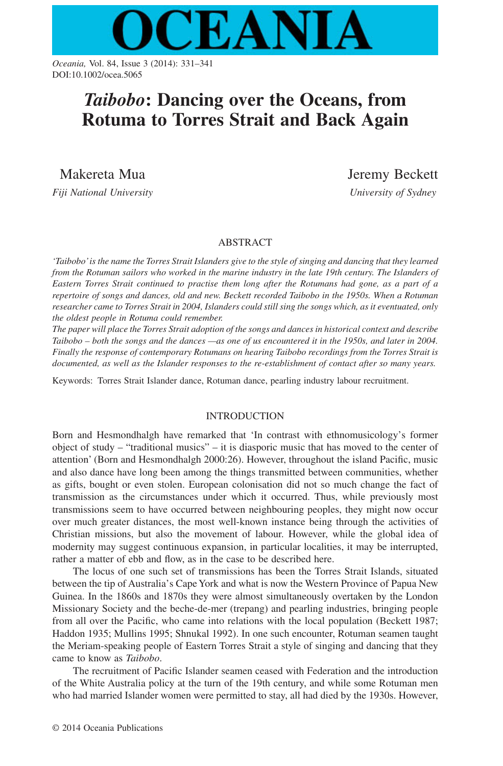# *Taibobo*: Dancing over the Oceans, from Rotuma to Torres Strait and Back Again

Makereta Mua
*Fiji National University*

Jeremy Beckett
*University of Sydney*

## ABSTRACT

*'Taibobo' is the name the Torres Strait Islanders give to the style of singing and dancing that they learned from the Rotuman sailors who worked in the marine industry in the late 19th century. The Islanders of Eastern Torres Strait continued to practise them long after the Rotumans had gone, as a part of a repertoire of songs and dances, old and new. Beckett recorded Taibobo in the 1950s. When a Rotuman researcher came to Torres Strait in 2004, Islanders could still sing the songs which, as it eventuated, only the oldest people in Rotuma could remember.*

*The paper will place the Torres Strait adoption of the songs and dances in historical context and describe Taibobo – both the songs and the dances —as one of us encountered it in the 1950s, and later in 2004. Finally the response of contemporary Rotumans on hearing Taibobo recordings from the Torres Strait is documented, as well as the Islander responses to the re-establishment of contact after so many years.*

Keywords: Torres Strait Islander dance, Rotuman dance, pearling industry labour recruitment.

## INTRODUCTION

Born and Hesmondhalgh have remarked that 'In contrast with ethnomusicology's former object of study – "traditional musics" – it is diasporic music that has moved to the center of attention' (Born and Hesmondhalgh 2000:26). However, throughout the island Pacific, music and also dance have long been among the things transmitted between communities, whether as gifts, bought or even stolen. European colonisation did not so much change the fact of transmission as the circumstances under which it occurred. Thus, while previously most transmissions seem to have occurred between neighbouring peoples, they might now occur over much greater distances, the most well-known instance being through the activities of Christian missions, but also the movement of labour. However, while the global idea of modernity may suggest continuous expansion, in particular localities, it may be interrupted, rather a matter of ebb and flow, as in the case to be described here.

The locus of one such set of transmissions has been the Torres Strait Islands, situated between the tip of Australia's Cape York and what is now the Western Province of Papua New Guinea. In the 1860s and 1870s they were almost simultaneously overtaken by the London Missionary Society and the beche-de-mer (trepang) and pearling industries, bringing people from all over the Pacific, who came into relations with the local population (Beckett 1987; Haddon 1935; Mullins 1995; Shnukal 1992). In one such encounter, Rotuman seamen taught the Meriam-speaking people of Eastern Torres Strait a style of singing and dancing that they came to know as *Taibobo*.

The recruitment of Pacific Islander seamen ceased with Federation and the introduction of the White Australia policy at the turn of the 19th century, and while some Rotuman men who had married Islander women were permitted to stay, all had died by the 1930s. However,

© 2014 Oceania Publications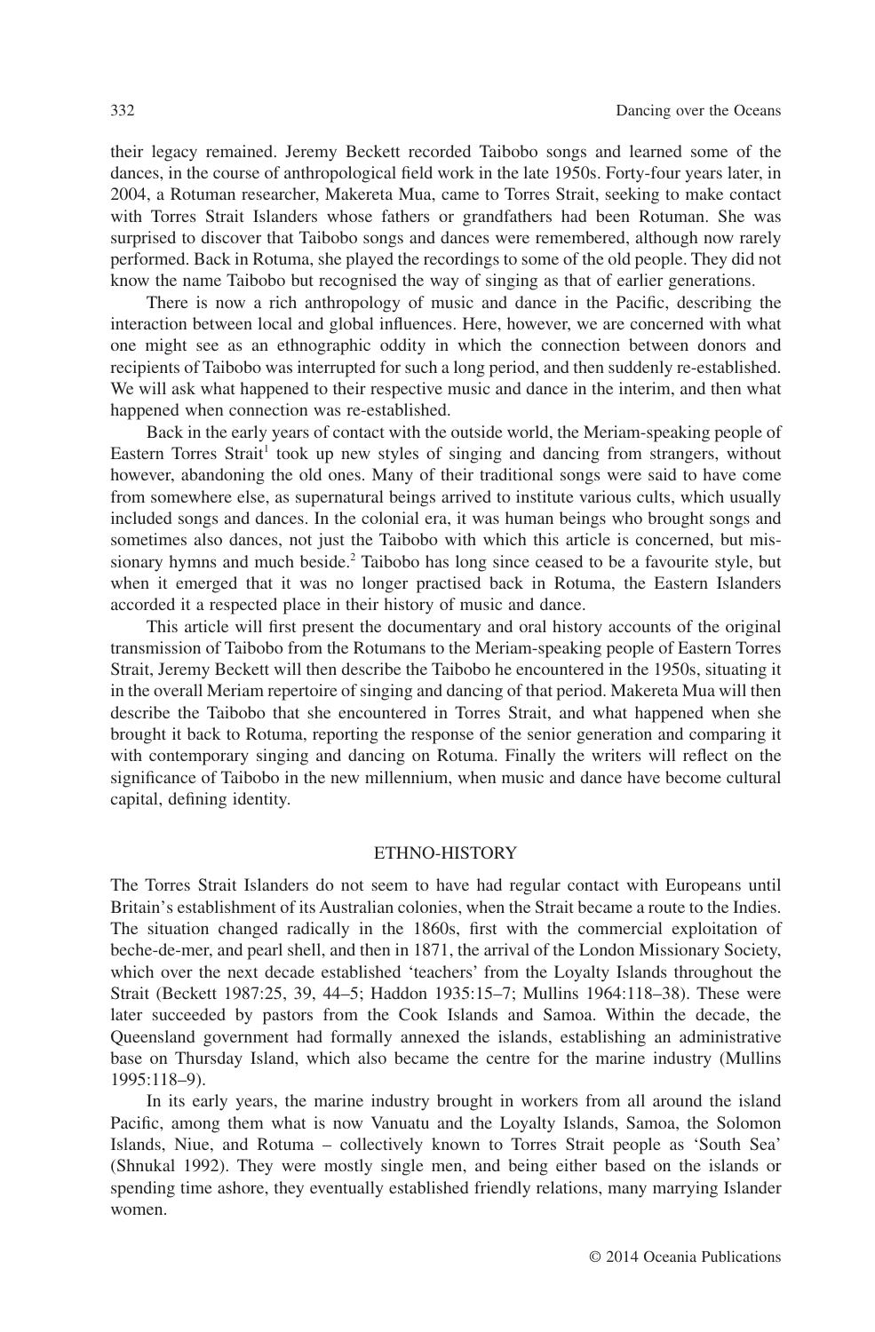their legacy remained. Jeremy Beckett recorded Taibobo songs and learned some of the dances, in the course of anthropological field work in the late 1950s. Forty-four years later, in 2004, a Rotuman researcher, Makereta Mua, came to Torres Strait, seeking to make contact with Torres Strait Islanders whose fathers or grandfathers had been Rotuman. She was surprised to discover that Taibobo songs and dances were remembered, although now rarely performed. Back in Rotuma, she played the recordings to some of the old people. They did not know the name Taibobo but recognised the way of singing as that of earlier generations.

There is now a rich anthropology of music and dance in the Pacific, describing the interaction between local and global influences. Here, however, we are concerned with what one might see as an ethnographic oddity in which the connection between donors and recipients of Taibobo was interrupted for such a long period, and then suddenly re-established. We will ask what happened to their respective music and dance in the interim, and then what happened when connection was re-established.

Back in the early years of contact with the outside world, the Meriam-speaking people of Eastern Torres Strait[1] took up new styles of singing and dancing from strangers, without however, abandoning the old ones. Many of their traditional songs were said to have come from somewhere else, as supernatural beings arrived to institute various cults, which usually included songs and dances. In the colonial era, it was human beings who brought songs and sometimes also dances, not just the Taibobo with which this article is concerned, but missionary hymns and much beside.[2] Taibobo has long since ceased to be a favourite style, but when it emerged that it was no longer practised back in Rotuma, the Eastern Islanders accorded it a respected place in their history of music and dance.

This article will first present the documentary and oral history accounts of the original transmission of Taibobo from the Rotumans to the Meriam-speaking people of Eastern Torres Strait, Jeremy Beckett will then describe the Taibobo he encountered in the 1950s, situating it in the overall Meriam repertoire of singing and dancing of that period. Makereta Mua will then describe the Taibobo that she encountered in Torres Strait, and what happened when she brought it back to Rotuma, reporting the response of the senior generation and comparing it with contemporary singing and dancing on Rotuma. Finally the writers will reflect on the significance of Taibobo in the new millennium, when music and dance have become cultural capital, defining identity.

## ETHNO-HISTORY

The Torres Strait Islanders do not seem to have had regular contact with Europeans until Britain's establishment of its Australian colonies, when the Strait became a route to the Indies. The situation changed radically in the 1860s, first with the commercial exploitation of beche-de-mer, and pearl shell, and then in 1871, the arrival of the London Missionary Society, which over the next decade established 'teachers' from the Loyalty Islands throughout the Strait (Beckett 1987:25, 39, 44–5; Haddon 1935:15–7; Mullins 1964:118–38). These were later succeeded by pastors from the Cook Islands and Samoa. Within the decade, the Queensland government had formally annexed the islands, establishing an administrative base on Thursday Island, which also became the centre for the marine industry (Mullins 1995:118–9).

In its early years, the marine industry brought in workers from all around the island Pacific, among them what is now Vanuatu and the Loyalty Islands, Samoa, the Solomon Islands, Niue, and Rotuma – collectively known to Torres Strait people as 'South Sea' (Shnukal 1992). They were mostly single men, and being either based on the islands or spending time ashore, they eventually established friendly relations, many marrying Islander women.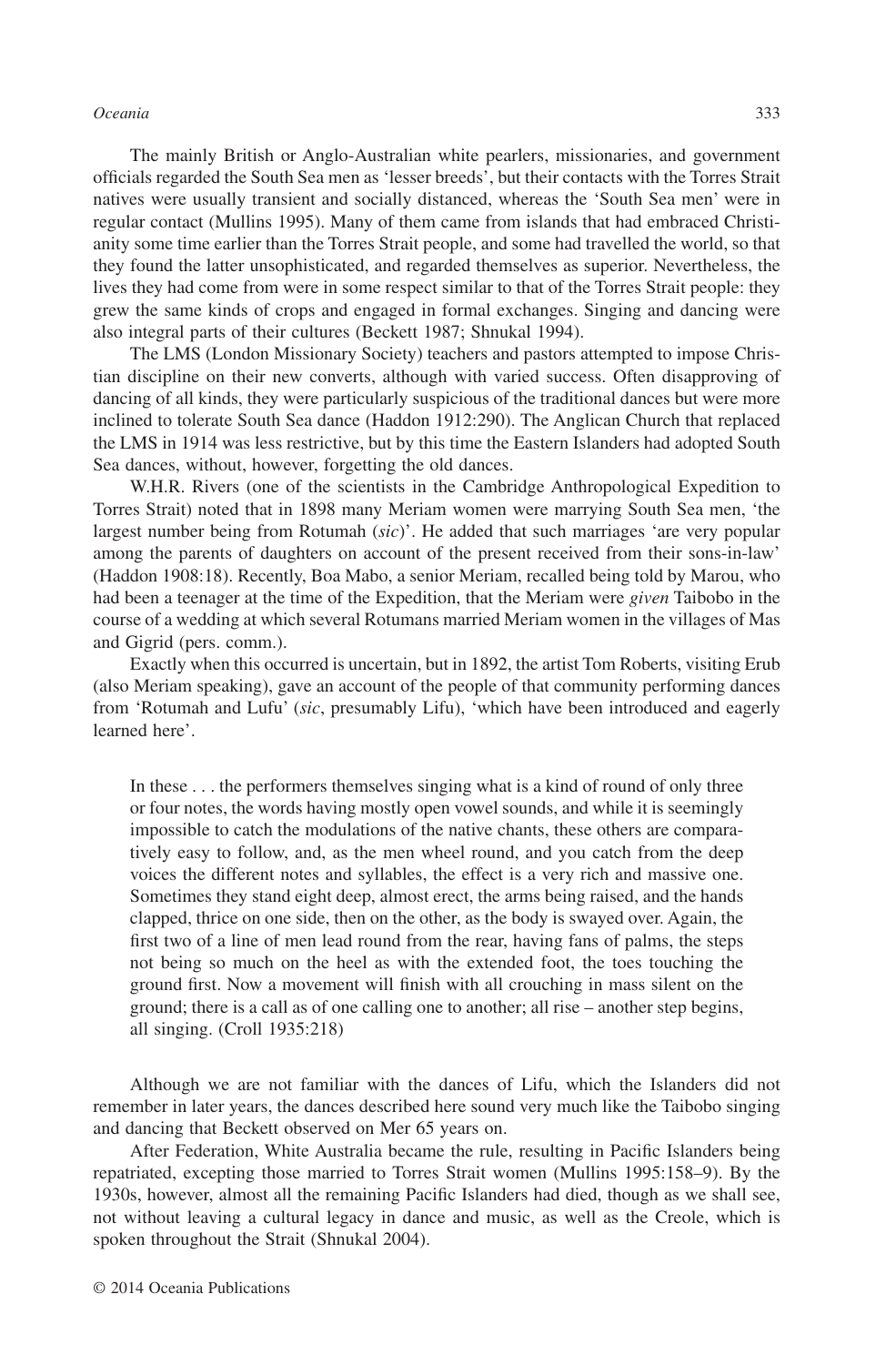The mainly British or Anglo-Australian white pearlers, missionaries, and government officials regarded the South Sea men as 'lesser breeds', but their contacts with the Torres Strait natives were usually transient and socially distanced, whereas the 'South Sea men' were in regular contact (Mullins 1995). Many of them came from islands that had embraced Christianity some time earlier than the Torres Strait people, and some had travelled the world, so that they found the latter unsophisticated, and regarded themselves as superior. Nevertheless, the lives they had come from were in some respect similar to that of the Torres Strait people: they grew the same kinds of crops and engaged in formal exchanges. Singing and dancing were also integral parts of their cultures (Beckett 1987; Shnukal 1994).

The LMS (London Missionary Society) teachers and pastors attempted to impose Christian discipline on their new converts, although with varied success. Often disapproving of dancing of all kinds, they were particularly suspicious of the traditional dances but were more inclined to tolerate South Sea dance (Haddon 1912:290). The Anglican Church that replaced the LMS in 1914 was less restrictive, but by this time the Eastern Islanders had adopted South Sea dances, without, however, forgetting the old dances.

W.H.R. Rivers (one of the scientists in the Cambridge Anthropological Expedition to Torres Strait) noted that in 1898 many Meriam women were marrying South Sea men, 'the largest number being from Rotumah (*sic*)'. He added that such marriages 'are very popular among the parents of daughters on account of the present received from their sons-in-law' (Haddon 1908:18). Recently, Boa Mabo, a senior Meriam, recalled being told by Marou, who had been a teenager at the time of the Expedition, that the Meriam were *given* Taibobo in the course of a wedding at which several Rotumans married Meriam women in the villages of Mas and Gigrid (pers. comm.).

Exactly when this occurred is uncertain, but in 1892, the artist Tom Roberts, visiting Erub (also Meriam speaking), gave an account of the people of that community performing dances from 'Rotumah and Lufu' (*sic*, presumably Lifu), 'which have been introduced and eagerly learned here'.

> In these . . . the performers themselves singing what is a kind of round of only three or four notes, the words having mostly open vowel sounds, and while it is seemingly impossible to catch the modulations of the native chants, these others are comparatively easy to follow, and, as the men wheel round, and you catch from the deep voices the different notes and syllables, the effect is a very rich and massive one. Sometimes they stand eight deep, almost erect, the arms being raised, and the hands clapped, thrice on one side, then on the other, as the body is swayed over. Again, the first two of a line of men lead round from the rear, having fans of palms, the steps not being so much on the heel as with the extended foot, the toes touching the ground first. Now a movement will finish with all crouching in mass silent on the ground; there is a call as of one calling one to another; all rise – another step begins, all singing. (Croll 1935:218)

Although we are not familiar with the dances of Lifu, which the Islanders did not remember in later years, the dances described here sound very much like the Taibobo singing and dancing that Beckett observed on Mer 65 years on.

After Federation, White Australia became the rule, resulting in Pacific Islanders being repatriated, excepting those married to Torres Strait women (Mullins 1995:158–9). By the 1930s, however, almost all the remaining Pacific Islanders had died, though as we shall see, not without leaving a cultural legacy in dance and music, as well as the Creole, which is spoken throughout the Strait (Shnukal 2004).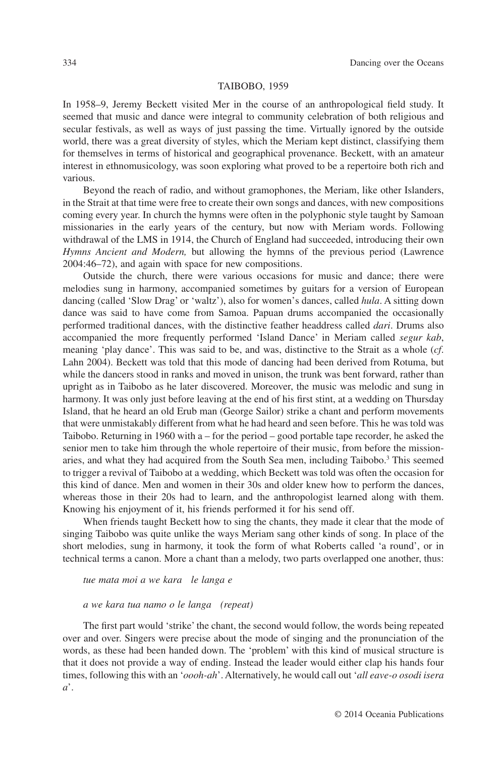## TAIBOBO, 1959

In 1958–9, Jeremy Beckett visited Mer in the course of an anthropological field study. It seemed that music and dance were integral to community celebration of both religious and secular festivals, as well as ways of just passing the time. Virtually ignored by the outside world, there was a great diversity of styles, which the Meriam kept distinct, classifying them for themselves in terms of historical and geographical provenance. Beckett, with an amateur interest in ethnomusicology, was soon exploring what proved to be a repertoire both rich and various.

Beyond the reach of radio, and without gramophones, the Meriam, like other Islanders, in the Strait at that time were free to create their own songs and dances, with new compositions coming every year. In church the hymns were often in the polyphonic style taught by Samoan missionaries in the early years of the century, but now with Meriam words. Following withdrawal of the LMS in 1914, the Church of England had succeeded, introducing their own *Hymns Ancient and Modern,* but allowing the hymns of the previous period (Lawrence 2004:46–72), and again with space for new compositions.

Outside the church, there were various occasions for music and dance; there were melodies sung in harmony, accompanied sometimes by guitars for a version of European dancing (called 'Slow Drag' or 'waltz'), also for women's dances, called *hula*. A sitting down dance was said to have come from Samoa. Papuan drums accompanied the occasionally performed traditional dances, with the distinctive feather headdress called *dari*. Drums also accompanied the more frequently performed 'Island Dance' in Meriam called *segur kab*, meaning 'play dance'. This was said to be, and was, distinctive to the Strait as a whole (*cf*. Lahn 2004). Beckett was told that this mode of dancing had been derived from Rotuma, but while the dancers stood in ranks and moved in unison, the trunk was bent forward, rather than upright as in Taibobo as he later discovered. Moreover, the music was melodic and sung in harmony. It was only just before leaving at the end of his first stint, at a wedding on Thursday Island, that he heard an old Erub man (George Sailor) strike a chant and perform movements that were unmistakably different from what he had heard and seen before. This he was told was Taibobo. Returning in 1960 with a – for the period – good portable tape recorder, he asked the senior men to take him through the whole repertoire of their music, from before the missionaries, and what they had acquired from the South Sea men, including Taibobo.[3] This seemed to trigger a revival of Taibobo at a wedding, which Beckett was told was often the occasion for this kind of dance. Men and women in their 30s and older knew how to perform the dances, whereas those in their 20s had to learn, and the anthropologist learned along with them. Knowing his enjoyment of it, his friends performed it for his send off.

When friends taught Beckett how to sing the chants, they made it clear that the mode of singing Taibobo was quite unlike the ways Meriam sang other kinds of song. In place of the short melodies, sung in harmony, it took the form of what Roberts called 'a round', or in technical terms a canon. More a chant than a melody, two parts overlapped one another, thus:

*tue mata moi a we kara le langa e*

*a we kara tua namo o le langa (repeat)*

The first part would 'strike' the chant, the second would follow, the words being repeated over and over. Singers were precise about the mode of singing and the pronunciation of the words, as these had been handed down. The 'problem' with this kind of musical structure is that it does not provide a way of ending. Instead the leader would either clap his hands four times, following this with an '*oooh-ah*'. Alternatively, he would call out '*all eave-o osodi isera a*'.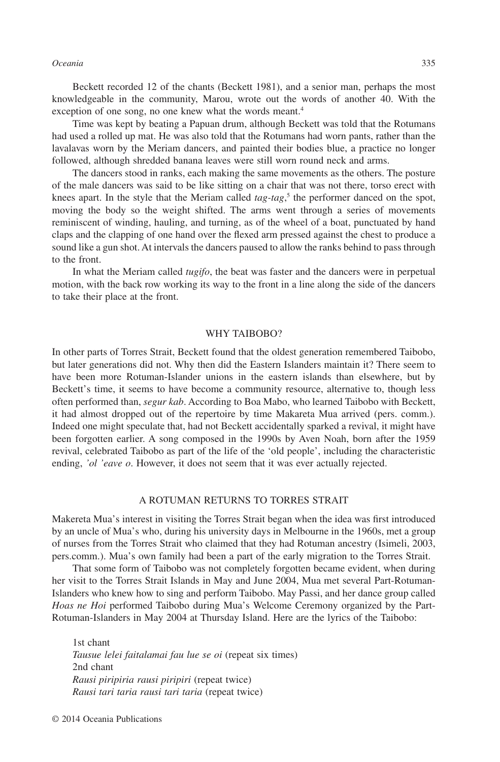Beckett recorded 12 of the chants (Beckett 1981), and a senior man, perhaps the most knowledgeable in the community, Marou, wrote out the words of another 40. With the exception of one song, no one knew what the words meant.[4]

Time was kept by beating a Papuan drum, although Beckett was told that the Rotumans had used a rolled up mat. He was also told that the Rotumans had worn pants, rather than the lavalavas worn by the Meriam dancers, and painted their bodies blue, a practice no longer followed, although shredded banana leaves were still worn round neck and arms.

The dancers stood in ranks, each making the same movements as the others. The posture of the male dancers was said to be like sitting on a chair that was not there, torso erect with knees apart. In the style that the Meriam called *tag-tag*,[5] the performer danced on the spot, moving the body so the weight shifted. The arms went through a series of movements reminiscent of winding, hauling, and turning, as of the wheel of a boat, punctuated by hand claps and the clapping of one hand over the flexed arm pressed against the chest to produce a sound like a gun shot. At intervals the dancers paused to allow the ranks behind to pass through to the front.

In what the Meriam called *tugifo*, the beat was faster and the dancers were in perpetual motion, with the back row working its way to the front in a line along the side of the dancers to take their place at the front.

## WHY TAIBOBO?

In other parts of Torres Strait, Beckett found that the oldest generation remembered Taibobo, but later generations did not. Why then did the Eastern Islanders maintain it? There seem to have been more Rotuman-Islander unions in the eastern islands than elsewhere, but by Beckett's time, it seems to have become a community resource, alternative to, though less often performed than, *segur kab*. According to Boa Mabo, who learned Taibobo with Beckett, it had almost dropped out of the repertoire by time Makareta Mua arrived (pers. comm.). Indeed one might speculate that, had not Beckett accidentally sparked a revival, it might have been forgotten earlier. A song composed in the 1990s by Aven Noah, born after the 1959 revival, celebrated Taibobo as part of the life of the 'old people', including the characteristic ending, *'ol 'eave o*. However, it does not seem that it was ever actually rejected.

## A ROTUMAN RETURNS TO TORRES STRAIT

Makereta Mua's interest in visiting the Torres Strait began when the idea was first introduced by an uncle of Mua's who, during his university days in Melbourne in the 1960s, met a group of nurses from the Torres Strait who claimed that they had Rotuman ancestry (Isimeli, 2003, pers.comm.). Mua's own family had been a part of the early migration to the Torres Strait.

That some form of Taibobo was not completely forgotten became evident, when during her visit to the Torres Strait Islands in May and June 2004, Mua met several Part-Rotuman-Islanders who knew how to sing and perform Taibobo. May Passi, and her dance group called *Hoas ne Hoi* performed Taibobo during Mua's Welcome Ceremony organized by the Part-Rotuman-Islanders in May 2004 at Thursday Island. Here are the lyrics of the Taibobo:

1st chant
*Tausue lelei faitalamai fau lue se oi* (repeat six times)
2nd chant
*Rausi piripiria rausi piripiri* (repeat twice)
*Rausi tari taria rausi tari taria* (repeat twice)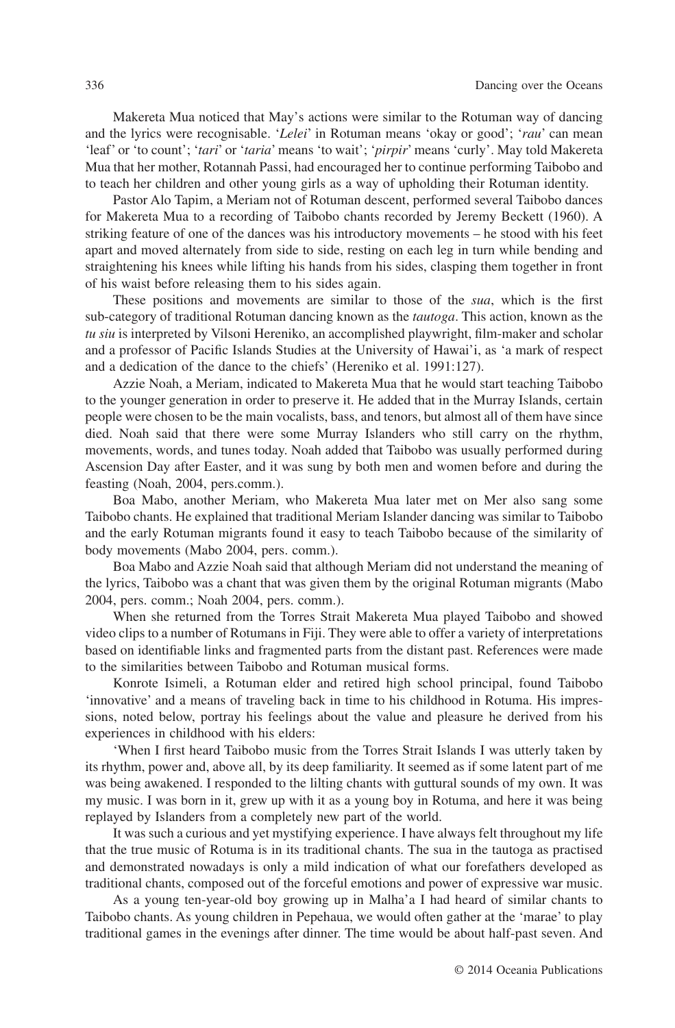Makereta Mua noticed that May's actions were similar to the Rotuman way of dancing and the lyrics were recognisable. '*Lelei*' in Rotuman means 'okay or good'; '*rau*' can mean 'leaf' or 'to count'; '*tari*' or '*taria*' means 'to wait'; '*pirpir*' means 'curly'. May told Makereta Mua that her mother, Rotannah Passi, had encouraged her to continue performing Taibobo and to teach her children and other young girls as a way of upholding their Rotuman identity.

Pastor Alo Tapim, a Meriam not of Rotuman descent, performed several Taibobo dances for Makereta Mua to a recording of Taibobo chants recorded by Jeremy Beckett (1960). A striking feature of one of the dances was his introductory movements – he stood with his feet apart and moved alternately from side to side, resting on each leg in turn while bending and straightening his knees while lifting his hands from his sides, clasping them together in front of his waist before releasing them to his sides again.

These positions and movements are similar to those of the *sua*, which is the first sub-category of traditional Rotuman dancing known as the *tautoga*. This action, known as the *tu siu* is interpreted by Vilsoni Hereniko, an accomplished playwright, film-maker and scholar and a professor of Pacific Islands Studies at the University of Hawai'i, as 'a mark of respect and a dedication of the dance to the chiefs' (Hereniko et al. 1991:127).

Azzie Noah, a Meriam, indicated to Makereta Mua that he would start teaching Taibobo to the younger generation in order to preserve it. He added that in the Murray Islands, certain people were chosen to be the main vocalists, bass, and tenors, but almost all of them have since died. Noah said that there were some Murray Islanders who still carry on the rhythm, movements, words, and tunes today. Noah added that Taibobo was usually performed during Ascension Day after Easter, and it was sung by both men and women before and during the feasting (Noah, 2004, pers.comm.).

Boa Mabo, another Meriam, who Makereta Mua later met on Mer also sang some Taibobo chants. He explained that traditional Meriam Islander dancing was similar to Taibobo and the early Rotuman migrants found it easy to teach Taibobo because of the similarity of body movements (Mabo 2004, pers. comm.).

Boa Mabo and Azzie Noah said that although Meriam did not understand the meaning of the lyrics, Taibobo was a chant that was given them by the original Rotuman migrants (Mabo 2004, pers. comm.; Noah 2004, pers. comm.).

When she returned from the Torres Strait Makereta Mua played Taibobo and showed video clips to a number of Rotumans in Fiji. They were able to offer a variety of interpretations based on identifiable links and fragmented parts from the distant past. References were made to the similarities between Taibobo and Rotuman musical forms.

Konrote Isimeli, a Rotuman elder and retired high school principal, found Taibobo 'innovative' and a means of traveling back in time to his childhood in Rotuma. His impressions, noted below, portray his feelings about the value and pleasure he derived from his experiences in childhood with his elders:

'When I first heard Taibobo music from the Torres Strait Islands I was utterly taken by its rhythm, power and, above all, by its deep familiarity. It seemed as if some latent part of me was being awakened. I responded to the lilting chants with guttural sounds of my own. It was my music. I was born in it, grew up with it as a young boy in Rotuma, and here it was being replayed by Islanders from a completely new part of the world.

It was such a curious and yet mystifying experience. I have always felt throughout my life that the true music of Rotuma is in its traditional chants. The sua in the tautoga as practised and demonstrated nowadays is only a mild indication of what our forefathers developed as traditional chants, composed out of the forceful emotions and power of expressive war music.

As a young ten-year-old boy growing up in Malha'a I had heard of similar chants to Taibobo chants. As young children in Pepehaua, we would often gather at the 'marae' to play traditional games in the evenings after dinner. The time would be about half-past seven. And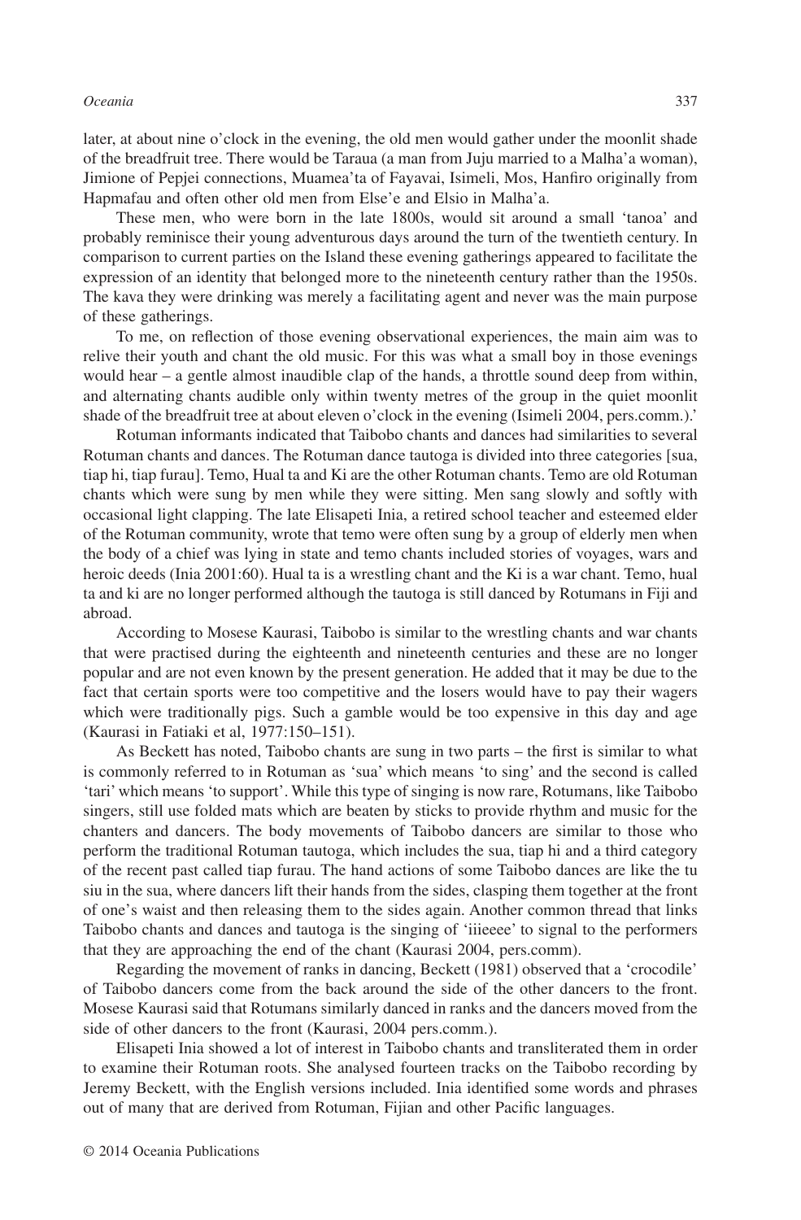later, at about nine o'clock in the evening, the old men would gather under the moonlit shade of the breadfruit tree. There would be Taraua (a man from Juju married to a Malha'a woman), Jimione of Pepjei connections, Muamea'ta of Fayavai, Isimeli, Mos, Hanfiro originally from Hapmafau and often other old men from Else'e and Elsio in Malha'a.

These men, who were born in the late 1800s, would sit around a small 'tanoa' and probably reminisce their young adventurous days around the turn of the twentieth century. In comparison to current parties on the Island these evening gatherings appeared to facilitate the expression of an identity that belonged more to the nineteenth century rather than the 1950s. The kava they were drinking was merely a facilitating agent and never was the main purpose of these gatherings.

To me, on reflection of those evening observational experiences, the main aim was to relive their youth and chant the old music. For this was what a small boy in those evenings would hear – a gentle almost inaudible clap of the hands, a throttle sound deep from within, and alternating chants audible only within twenty metres of the group in the quiet moonlit shade of the breadfruit tree at about eleven o'clock in the evening (Isimeli 2004, pers.comm.).'

Rotuman informants indicated that Taibobo chants and dances had similarities to several Rotuman chants and dances. The Rotuman dance tautoga is divided into three categories [sua, tiap hi, tiap furau]. Temo, Hual ta and Ki are the other Rotuman chants. Temo are old Rotuman chants which were sung by men while they were sitting. Men sang slowly and softly with occasional light clapping. The late Elisapeti Inia, a retired school teacher and esteemed elder of the Rotuman community, wrote that temo were often sung by a group of elderly men when the body of a chief was lying in state and temo chants included stories of voyages, wars and heroic deeds (Inia 2001:60). Hual ta is a wrestling chant and the Ki is a war chant. Temo, hual ta and ki are no longer performed although the tautoga is still danced by Rotumans in Fiji and abroad.

According to Mosese Kaurasi, Taibobo is similar to the wrestling chants and war chants that were practised during the eighteenth and nineteenth centuries and these are no longer popular and are not even known by the present generation. He added that it may be due to the fact that certain sports were too competitive and the losers would have to pay their wagers which were traditionally pigs. Such a gamble would be too expensive in this day and age (Kaurasi in Fatiaki et al, 1977:150–151).

As Beckett has noted, Taibobo chants are sung in two parts – the first is similar to what is commonly referred to in Rotuman as 'sua' which means 'to sing' and the second is called 'tari' which means 'to support'. While this type of singing is now rare, Rotumans, like Taibobo singers, still use folded mats which are beaten by sticks to provide rhythm and music for the chanters and dancers. The body movements of Taibobo dancers are similar to those who perform the traditional Rotuman tautoga, which includes the sua, tiap hi and a third category of the recent past called tiap furau. The hand actions of some Taibobo dances are like the tu siu in the sua, where dancers lift their hands from the sides, clasping them together at the front of one's waist and then releasing them to the sides again. Another common thread that links Taibobo chants and dances and tautoga is the singing of 'iiieeee' to signal to the performers that they are approaching the end of the chant (Kaurasi 2004, pers.comm).

Regarding the movement of ranks in dancing, Beckett (1981) observed that a 'crocodile' of Taibobo dancers come from the back around the side of the other dancers to the front. Mosese Kaurasi said that Rotumans similarly danced in ranks and the dancers moved from the side of other dancers to the front (Kaurasi, 2004 pers.comm.).

Elisapeti Inia showed a lot of interest in Taibobo chants and transliterated them in order to examine their Rotuman roots. She analysed fourteen tracks on the Taibobo recording by Jeremy Beckett, with the English versions included. Inia identified some words and phrases out of many that are derived from Rotuman, Fijian and other Pacific languages.

© 2014 Oceania Publications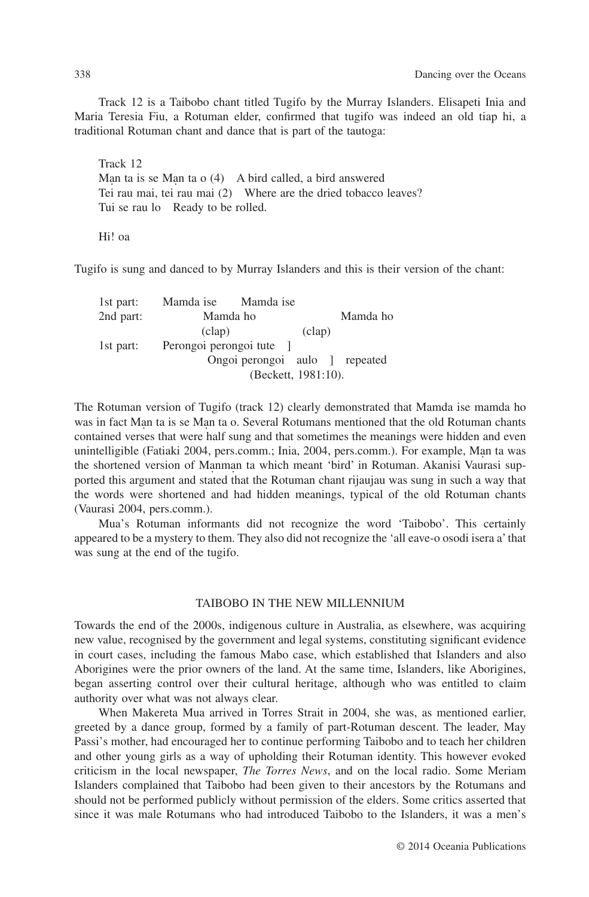Track 12 is a Taibobo chant titled Tugifo by the Murray Islanders. Elisapeti Inia and Maria Teresia Fiu, a Rotuman elder, confirmed that tugifo was indeed an old tiap hi, a traditional Rotuman chant and dance that is part of the tautoga:

Track 12
Mạn ta is se Mạn ta o (4)    A bird called, a bird answered
Tei rau mai, tei rau mai (2)    Where are the dried tobacco leaves?
Tui se rau lo    Ready to be rolled.

Hi! oa

Tugifo is sung and danced to by Murray Islanders and this is their version of the chant:

| | | |
|---|---|---|
| 1st part: | Mamda ise    Mamda ise | |
| 2nd part: | Mamda ho | Mamda ho |
| | (clap) | (clap) |
| 1st part: | Perongoi perongoi tute ] | |
| | Ongoi perongoi aulo ] repeated | |
| | (Beckett, 1981:10). | |

The Rotuman version of Tugifo (track 12) clearly demonstrated that Mamda ise mamda ho was in fact Mạn ta is se Mạn ta o. Several Rotumans mentioned that the old Rotuman chants contained verses that were half sung and that sometimes the meanings were hidden and even unintelligible (Fatiaki 2004, pers.comm.; Inia, 2004, pers.comm.). For example, Mạn ta was the shortened version of Mạnmạn ta which meant 'bird' in Rotuman. Akanisi Vaurasi supported this argument and stated that the Rotuman chant rijaujau was sung in such a way that the words were shortened and had hidden meanings, typical of the old Rotuman chants (Vaurasi 2004, pers.comm.).

Mua's Rotuman informants did not recognize the word 'Taibobo'. This certainly appeared to be a mystery to them. They also did not recognize the 'all eave-o osodi isera a' that was sung at the end of the tugifo.

## TAIBOBO IN THE NEW MILLENNIUM

Towards the end of the 2000s, indigenous culture in Australia, as elsewhere, was acquiring new value, recognised by the government and legal systems, constituting significant evidence in court cases, including the famous Mabo case, which established that Islanders and also Aborigines were the prior owners of the land. At the same time, Islanders, like Aborigines, began asserting control over their cultural heritage, although who was entitled to claim authority over what was not always clear.

When Makereta Mua arrived in Torres Strait in 2004, she was, as mentioned earlier, greeted by a dance group, formed by a family of part-Rotuman descent. The leader, May Passi's mother, had encouraged her to continue performing Taibobo and to teach her children and other young girls as a way of upholding their Rotuman identity. This however evoked criticism in the local newspaper, *The Torres News*, and on the local radio. Some Meriam Islanders complained that Taibobo had been given to their ancestors by the Rotumans and should not be performed publicly without permission of the elders. Some critics asserted that since it was male Rotumans who had introduced Taibobo to the Islanders, it was a men's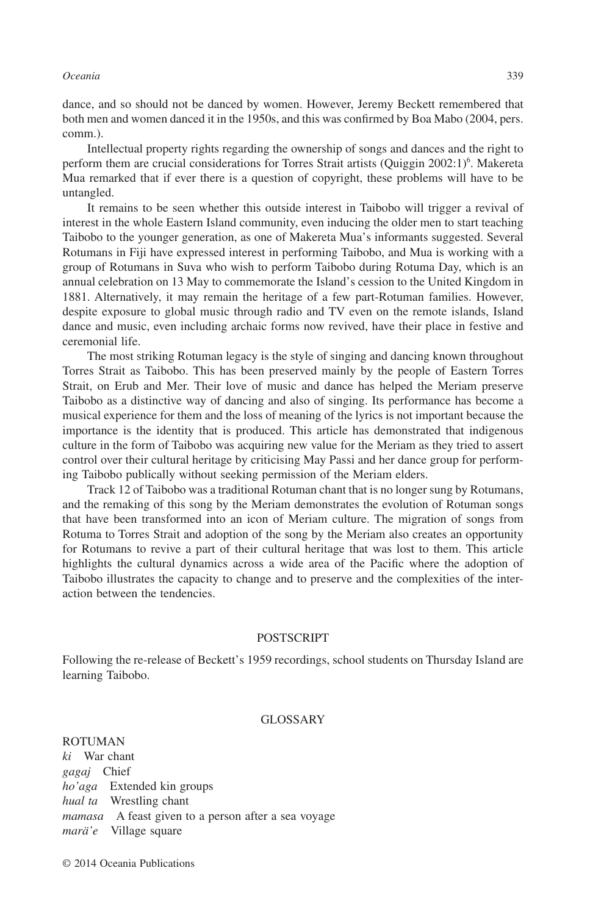dance, and so should not be danced by women. However, Jeremy Beckett remembered that both men and women danced it in the 1950s, and this was confirmed by Boa Mabo (2004, pers. comm.).

Intellectual property rights regarding the ownership of songs and dances and the right to perform them are crucial considerations for Torres Strait artists (Quiggin 2002:1)[6]. Makereta Mua remarked that if ever there is a question of copyright, these problems will have to be untangled.

It remains to be seen whether this outside interest in Taibobo will trigger a revival of interest in the whole Eastern Island community, even inducing the older men to start teaching Taibobo to the younger generation, as one of Makereta Mua's informants suggested. Several Rotumans in Fiji have expressed interest in performing Taibobo, and Mua is working with a group of Rotumans in Suva who wish to perform Taibobo during Rotuma Day, which is an annual celebration on 13 May to commemorate the Island's cession to the United Kingdom in 1881. Alternatively, it may remain the heritage of a few part-Rotuman families. However, despite exposure to global music through radio and TV even on the remote islands, Island dance and music, even including archaic forms now revived, have their place in festive and ceremonial life.

The most striking Rotuman legacy is the style of singing and dancing known throughout Torres Strait as Taibobo. This has been preserved mainly by the people of Eastern Torres Strait, on Erub and Mer. Their love of music and dance has helped the Meriam preserve Taibobo as a distinctive way of dancing and also of singing. Its performance has become a musical experience for them and the loss of meaning of the lyrics is not important because the importance is the identity that is produced. This article has demonstrated that indigenous culture in the form of Taibobo was acquiring new value for the Meriam as they tried to assert control over their cultural heritage by criticising May Passi and her dance group for performing Taibobo publically without seeking permission of the Meriam elders.

Track 12 of Taibobo was a traditional Rotuman chant that is no longer sung by Rotumans, and the remaking of this song by the Meriam demonstrates the evolution of Rotuman songs that have been transformed into an icon of Meriam culture. The migration of songs from Rotuma to Torres Strait and adoption of the song by the Meriam also creates an opportunity for Rotumans to revive a part of their cultural heritage that was lost to them. This article highlights the cultural dynamics across a wide area of the Pacific where the adoption of Taibobo illustrates the capacity to change and to preserve and the complexities of the interaction between the tendencies.

## POSTSCRIPT

Following the re-release of Beckett's 1959 recordings, school students on Thursday Island are learning Taibobo.

## GLOSSARY

ROTUMAN

*ki* War chant
*gagaj* Chief
*ho'aga* Extended kin groups
*hual ta* Wrestling chant
*mamasa* A feast given to a person after a sea voyage
*marä'e* Village square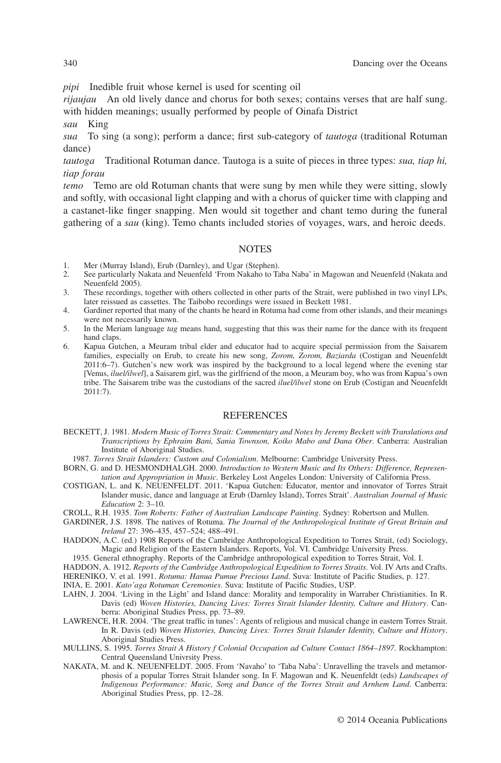*pipi* Inedible fruit whose kernel is used for scenting oil

*rijaujau* An old lively dance and chorus for both sexes; contains verses that are half sung. with hidden meanings; usually performed by people of Oinafa District

*sau* King

*sua* To sing (a song); perform a dance; first sub-category of *tautoga* (traditional Rotuman dance)

*tautoga* Traditional Rotuman dance. Tautoga is a suite of pieces in three types: *sua, tiap hi, tiap forau*

*temo* Temo are old Rotuman chants that were sung by men while they were sitting, slowly and softly, with occasional light clapping and with a chorus of quicker time with clapping and a castanet-like finger snapping. Men would sit together and chant temo during the funeral gathering of a *sau* (king). Temo chants included stories of voyages, wars, and heroic deeds.

## NOTES

1. Mer (Murray Island), Erub (Darnley), and Ugar (Stephen).
2. See particularly Nakata and Neuenfeld 'From Nakaho to Taba Naba' in Magowan and Neuenfeld (Nakata and Neuenfeld 2005).
3. These recordings, together with others collected in other parts of the Strait, were published in two vinyl LPs, later reissued as cassettes. The Taibobo recordings were issued in Beckett 1981.
4. Gardiner reported that many of the chants he heard in Rotuma had come from other islands, and their meanings were not necessarily known.
5. In the Meriam language *tag* means hand, suggesting that this was their name for the dance with its frequent hand claps.
6. Kapua Gutchen, a Meuram tribal elder and educator had to acquire special permission from the Saisarem families, especially on Erub, to create his new song, *Zorom, Zorom, Baziarda* (Costigan and Neuenfeldt 2011:6–7). Gutchen's new work was inspired by the background to a local legend where the evening star [Venus, *iluel/ilwel*], a Saisarem girl, was the girlfriend of the moon, a Meuram boy, who was from Kapua's own tribe. The Saisarem tribe was the custodians of the sacred *iluel/ilwel* stone on Erub (Costigan and Neuenfeldt 2011:7).

## REFERENCES

BECKETT, J. 1981. *Modern Music of Torres Strait: Commentary and Notes by Jeremy Beckett with Translations and Transcriptions by Ephraim Bani, Sania Townson, Koiko Mabo and Dana Ober*. Canberra: Australian Institute of Aboriginal Studies.

1987. *Torres Strait Islanders: Custom and Colonialism*. Melbourne: Cambridge University Press.

BORN, G. and D. HESMONDHALGH. 2000. *Introduction to Western Music and Its Others: Difference, Representation and Appropriation in Music*. Berkeley Lost Angeles London: University of California Press.

COSTIGAN, L. and K. NEUENFELDT. 2011. 'Kapua Gutchen: Educator, mentor and innovator of Torres Strait Islander music, dance and language at Erub (Darnley Island), Torres Strait'. *Australian Journal of Music Education* 2: 3–10.

CROLL, R.H. 1935. *Tom Roberts: Father of Australian Landscape Painting*. Sydney: Robertson and Mullen.

GARDINER, J.S. 1898. The natives of Rotuma. *The Journal of the Anthropological Institute of Great Britain and Ireland* 27: 396–435, 457–524; 488–491.

HADDON, A.C. (ed.) 1908 Reports of the Cambridge Anthropological Expedition to Torres Strait, (ed) Sociology, Magic and Religion of the Eastern Islanders. Reports, Vol. VI. Cambridge University Press.

1935. General ethnography. Reports of the Cambridge anthropological expedition to Torres Strait, Vol. I.

HADDON, A. 1912. *Reports of the Cambridge Anthropological Expedition to Torres Straits*. Vol. IV Arts and Crafts.

HERENIKO, V. et al. 1991. *Rotuma: Hanua Pumue Precious Land*. Suva: Institute of Pacific Studies, p. 127.

INIA, E. 2001. *Kato'aga Rotuman Ceremonies*. Suva: Institute of Pacific Studies, USP.

LAHN, J. 2004. 'Living in the Light' and Island dance: Morality and temporality in Warraber Christianities. In R. Davis (ed) *Woven Histories, Dancing Lives: Torres Strait Islander Identity, Culture and History*. Canberra: Aboriginal Studies Press, pp. 73–89.

LAWRENCE, H.R. 2004. 'The great traffic in tunes': Agents of religious and musical change in eastern Torres Strait. In R. Davis (ed) *Woven Histories, Dancing Lives: Torres Strait Islander Identity, Culture and History*. Aboriginal Studies Press.

MULLINS, S. 1995. *Torres Strait A History f Colonial Occupation ad Culture Contact 1864–1897*. Rockhampton: Central Queensland Univrsity Press.

NAKATA, M. and K. NEUENFELDT. 2005. From 'Navaho' to 'Taba Naba': Unravelling the travels and metamorphosis of a popular Torres Strait Islander song. In F. Magowan and K. Neuenfeldt (eds) *Landscapes of Indigenous Performance: Music, Song and Dance of the Torres Strait and Arnhem Land*. Canberra: Aboriginal Studies Press, pp. 12–28.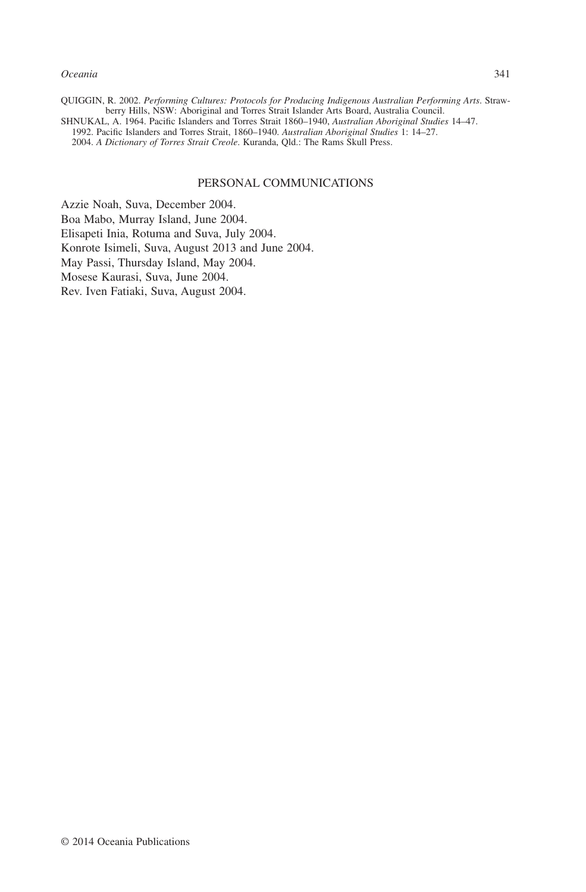QUIGGIN, R. 2002. *Performing Cultures: Protocols for Producing Indigenous Australian Performing Arts*. Strawberry Hills, NSW: Aboriginal and Torres Strait Islander Arts Board, Australia Council.

SHNUKAL, A. 1964. Pacific Islanders and Torres Strait 1860–1940, *Australian Aboriginal Studies* 14–47.

1992. Pacific Islanders and Torres Strait, 1860–1940. *Australian Aboriginal Studies* 1: 14–27.

2004. *A Dictionary of Torres Strait Creole*. Kuranda, Qld.: The Rams Skull Press.

## PERSONAL COMMUNICATIONS

Azzie Noah, Suva, December 2004.
Boa Mabo, Murray Island, June 2004.
Elisapeti Inia, Rotuma and Suva, July 2004.
Konrote Isimeli, Suva, August 2013 and June 2004.
May Passi, Thursday Island, May 2004.
Mosese Kaurasi, Suva, June 2004.
Rev. Iven Fatiaki, Suva, August 2004.

© 2014 Oceania Publications